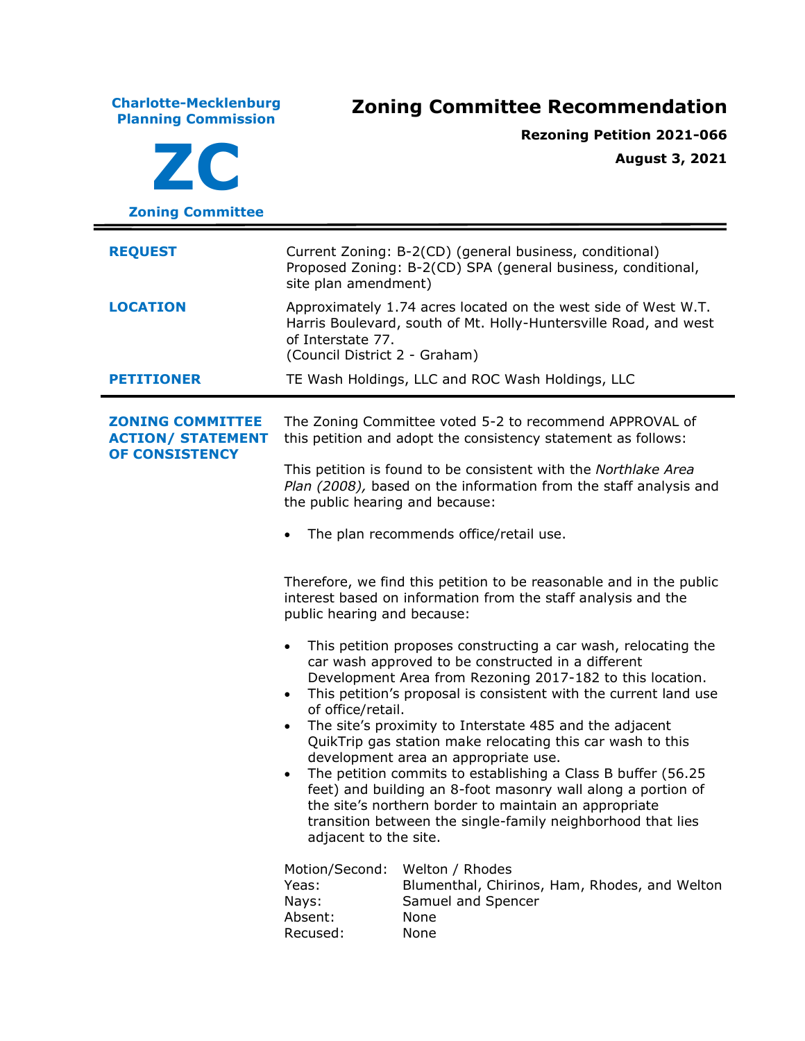**Charlote-Mecklenburg Planning Commission**

# ZC

**Zoning Committee**

# Zoning Committee Recommendation

**Rezoning Petition 2021-066**

**August 3, 2021**

---

| | |
|---|---|
| **REQUEST** | Current Zoning: B-2(CD) (general business, conditional)<br>Proposed Zoning: B-2(CD) SPA (general business, conditional, site plan amendment) |
| **LOCATION** | Approximately 1.74 acres located on the west side of West W.T. Harris Boulevard, south of Mt. Holly-Huntersville Road, and west of Interstate 77.<br>(Council District 2 - Graham) |
| **PETITIONER** | TE Wash Holdings, LLC and ROC Wash Holdings, LLC |

---

**ZONING COMMITTEE ACTION/ STATEMENT OF CONSISTENCY**

The Zoning Committee voted 5-2 to recommend APPROVAL of this petition and adopt the consistency statement as follows:

This petition is found to be consistent with the *Northlake Area Plan (2008),* based on the information from the staff analysis and the public hearing and because:

- The plan recommends office/retail use.

Therefore, we find this petition to be reasonable and in the public interest based on information from the staff analysis and the public hearing and because:

- This petition proposes constructing a car wash, relocating the car wash approved to be constructed in a different Development Area from Rezoning 2017-182 to this location.
- This petition's proposal is consistent with the current land use of office/retail.
- The site's proximity to Interstate 485 and the adjacent QuikTrip gas station make relocating this car wash to this development area an appropriate use.
- The petition commits to establishing a Class B buffer (56.25 feet) and building an 8-foot masonry wall along a portion of the site's northern border to maintain an appropriate transition between the single-family neighborhood that lies adjacent to the site.

| | |
|---|---|
| Motion/Second: | Welton / Rhodes |
| Yeas: | Blumenthal, Chirinos, Ham, Rhodes, and Welton |
| Nays: | Samuel and Spencer |
| Absent: | None |
| Recused: | None |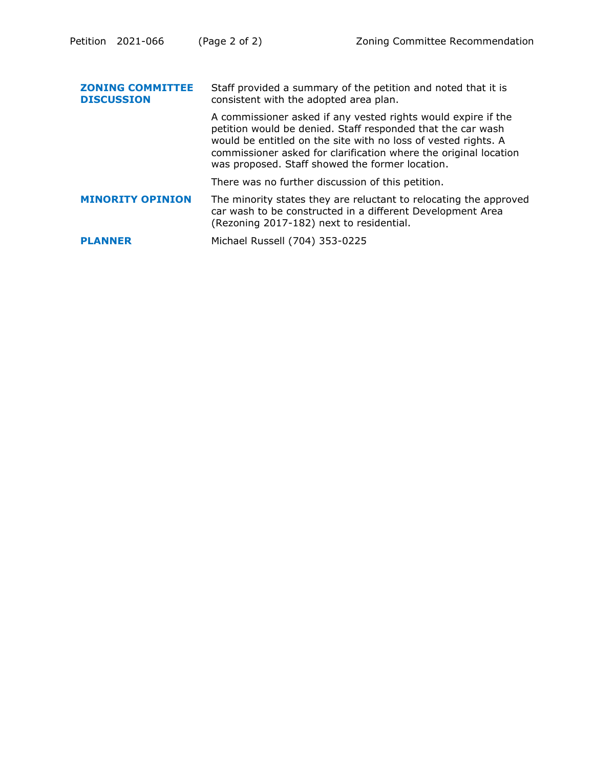**ZONING COMMITTEE DISCUSSION**

Staff provided a summary of the petition and noted that it is consistent with the adopted area plan.

A commissioner asked if any vested rights would expire if the petition would be denied. Staff responded that the car wash would be entitled on the site with no loss of vested rights. A commissioner asked for clarification where the original location was proposed. Staff showed the former location.

There was no further discussion of this petition.

**MINORITY OPINION**

The minority states they are reluctant to relocating the approved car wash to be constructed in a different Development Area (Rezoning 2017-182) next to residential.

**PLANNER**

Michael Russell (704) 353-0225